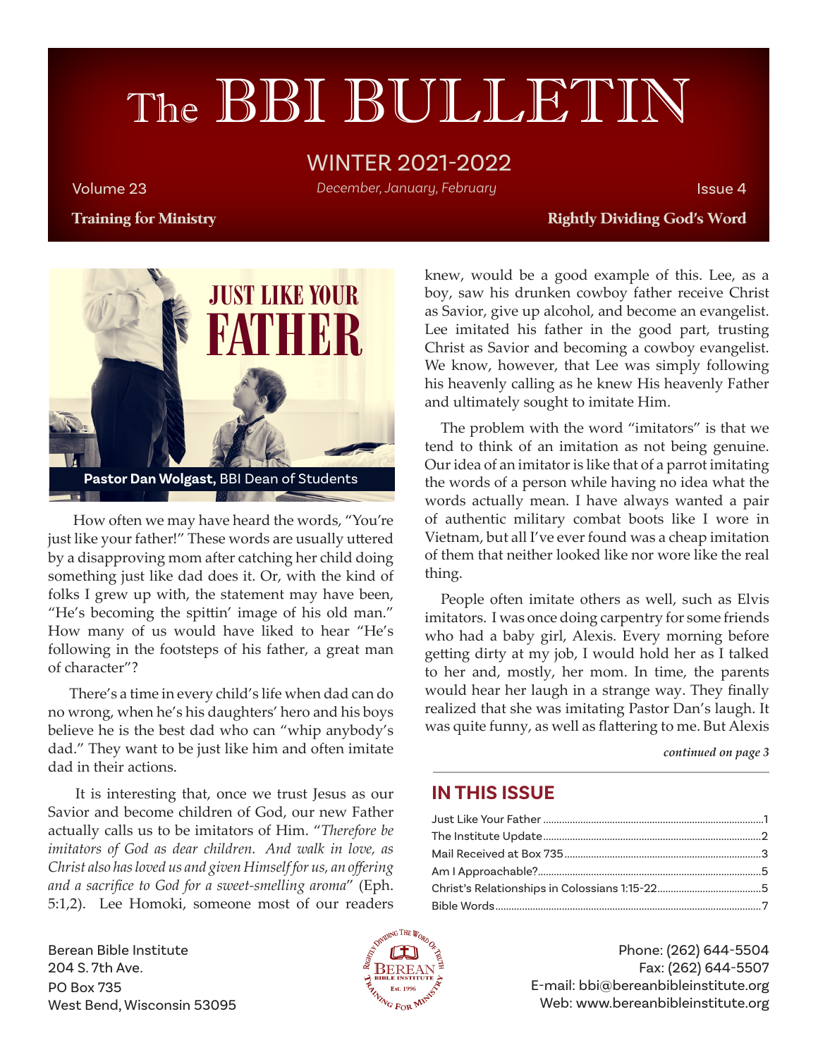# The BBI BULLETIN

WINTER 2021-2022

Volume 23 — *December, January, February* — Issue 4

**Training for Ministry** — **Rightly Dividing God's Word**

## JUST LIKE YOUR FATHER

**Pastor Dan Wolgast,** BBI Dean of Students

How often we may have heard the words, "You're just like your father!" These words are usually uttered by a disapproving mom after catching her child doing something just like dad does it. Or, with the kind of folks I grew up with, the statement may have been, "He's becoming the spittin' image of his old man." How many of us would have liked to hear "He's following in the footsteps of his father, a great man of character"?

There's a time in every child's life when dad can do no wrong, when he's his daughters' hero and his boys believe he is the best dad who can "whip anybody's dad." They want to be just like him and often imitate dad in their actions.

It is interesting that, once we trust Jesus as our Savior and become children of God, our new Father actually calls us to be imitators of Him. "*Therefore be imitators of God as dear children. And walk in love, as Christ also has loved us and given Himself for us, an offering and a sacrifice to God for a sweet-smelling aroma*" (Eph. 5:1,2). Lee Homoki, someone most of our readers knew, would be a good example of this. Lee, as a boy, saw his drunken cowboy father receive Christ as Savior, give up alcohol, and become an evangelist. Lee imitated his father in the good part, trusting Christ as Savior and becoming a cowboy evangelist. We know, however, that Lee was simply following his heavenly calling as he knew His heavenly Father and ultimately sought to imitate Him.

The problem with the word "imitators" is that we tend to think of an imitation as not being genuine. Our idea of an imitator is like that of a parrot imitating the words of a person while having no idea what the words actually mean. I have always wanted a pair of authentic military combat boots like I wore in Vietnam, but all I've ever found was a cheap imitation of them that neither looked like nor wore like the real thing.

People often imitate others as well, such as Elvis imitators. I was once doing carpentry for some friends who had a baby girl, Alexis. Every morning before getting dirty at my job, I would hold her as I talked to her and, mostly, her mom. In time, the parents would hear her laugh in a strange way. They finally realized that she was imitating Pastor Dan's laugh. It was quite funny, as well as flattering to me. But Alexis

*continued on page 3*

## IN THIS ISSUE

- Just Like Your Father .......... 1
- The Institute Update .......... 2
- Mail Received at Box 735 .......... 3
- Am I Approachable? .......... 5
- Christ's Relationships in Colossians 1:15-22 .......... 5
- Bible Words .......... 7

Berean Bible Institute
204 S. 7th Ave.
PO Box 735
West Bend, Wisconsin 53095

Phone: (262) 644-5504
Fax: (262) 644-5507
E-mail: bbi@bereanbibleinstitute.org
Web: www.bereanbibleinstitute.org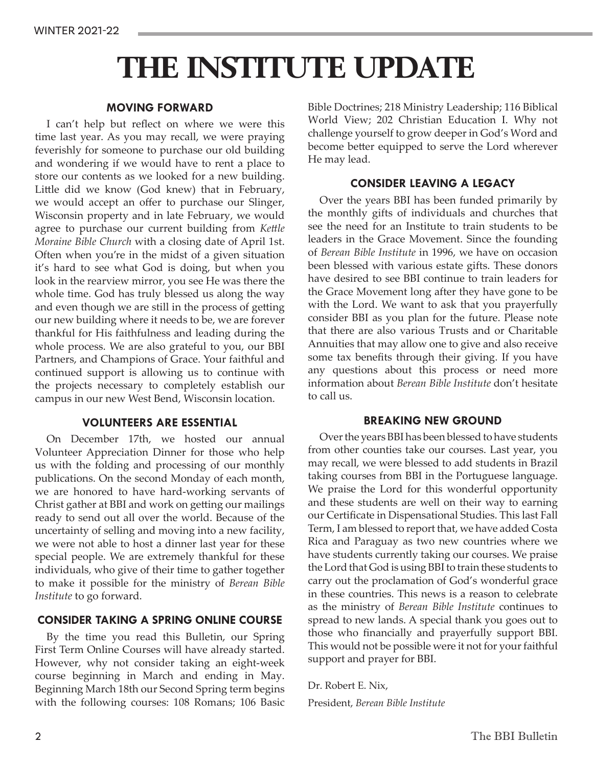# THE INSTITUTE UPDATE

### MOVING FORWARD

I can't help but reflect on where we were this time last year. As you may recall, we were praying feverishly for someone to purchase our old building and wondering if we would have to rent a place to store our contents as we looked for a new building. Little did we know (God knew) that in February, we would accept an offer to purchase our Slinger, Wisconsin property and in late February, we would agree to purchase our current building from *Kettle Moraine Bible Church* with a closing date of April 1st. Often when you're in the midst of a given situation it's hard to see what God is doing, but when you look in the rearview mirror, you see He was there the whole time. God has truly blessed us along the way and even though we are still in the process of getting our new building where it needs to be, we are forever thankful for His faithfulness and leading during the whole process. We are also grateful to you, our BBI Partners, and Champions of Grace. Your faithful and continued support is allowing us to continue with the projects necessary to completely establish our campus in our new West Bend, Wisconsin location.

### VOLUNTEERS ARE ESSENTIAL

On December 17th, we hosted our annual Volunteer Appreciation Dinner for those who help us with the folding and processing of our monthly publications. On the second Monday of each month, we are honored to have hard-working servants of Christ gather at BBI and work on getting our mailings ready to send out all over the world. Because of the uncertainty of selling and moving into a new facility, we were not able to host a dinner last year for these special people. We are extremely thankful for these individuals, who give of their time to gather together to make it possible for the ministry of *Berean Bible Institute* to go forward.

### CONSIDER TAKING A SPRING ONLINE COURSE

By the time you read this Bulletin, our Spring First Term Online Courses will have already started. However, why not consider taking an eight-week course beginning in March and ending in May. Beginning March 18th our Second Spring term begins with the following courses: 108 Romans; 106 Basic Bible Doctrines; 218 Ministry Leadership; 116 Biblical World View; 202 Christian Education I. Why not challenge yourself to grow deeper in God's Word and become better equipped to serve the Lord wherever He may lead.

### CONSIDER LEAVING A LEGACY

Over the years BBI has been funded primarily by the monthly gifts of individuals and churches that see the need for an Institute to train students to be leaders in the Grace Movement. Since the founding of *Berean Bible Institute* in 1996, we have on occasion been blessed with various estate gifts. These donors have desired to see BBI continue to train leaders for the Grace Movement long after they have gone to be with the Lord. We want to ask that you prayerfully consider BBI as you plan for the future. Please note that there are also various Trusts and or Charitable Annuities that may allow one to give and also receive some tax benefits through their giving. If you have any questions about this process or need more information about *Berean Bible Institute* don't hesitate to call us.

### BREAKING NEW GROUND

Over the years BBI has been blessed to have students from other counties take our courses. Last year, you may recall, we were blessed to add students in Brazil taking courses from BBI in the Portuguese language. We praise the Lord for this wonderful opportunity and these students are well on their way to earning our Certificate in Dispensational Studies. This last Fall Term, I am blessed to report that, we have added Costa Rica and Paraguay as two new countries where we have students currently taking our courses. We praise the Lord that God is using BBI to train these students to carry out the proclamation of God's wonderful grace in these countries. This news is a reason to celebrate as the ministry of *Berean Bible Institute* continues to spread to new lands. A special thank you goes out to those who financially and prayerfully support BBI. This would not be possible were it not for your faithful support and prayer for BBI.

Dr. Robert E. Nix,

President, *Berean Bible Institute*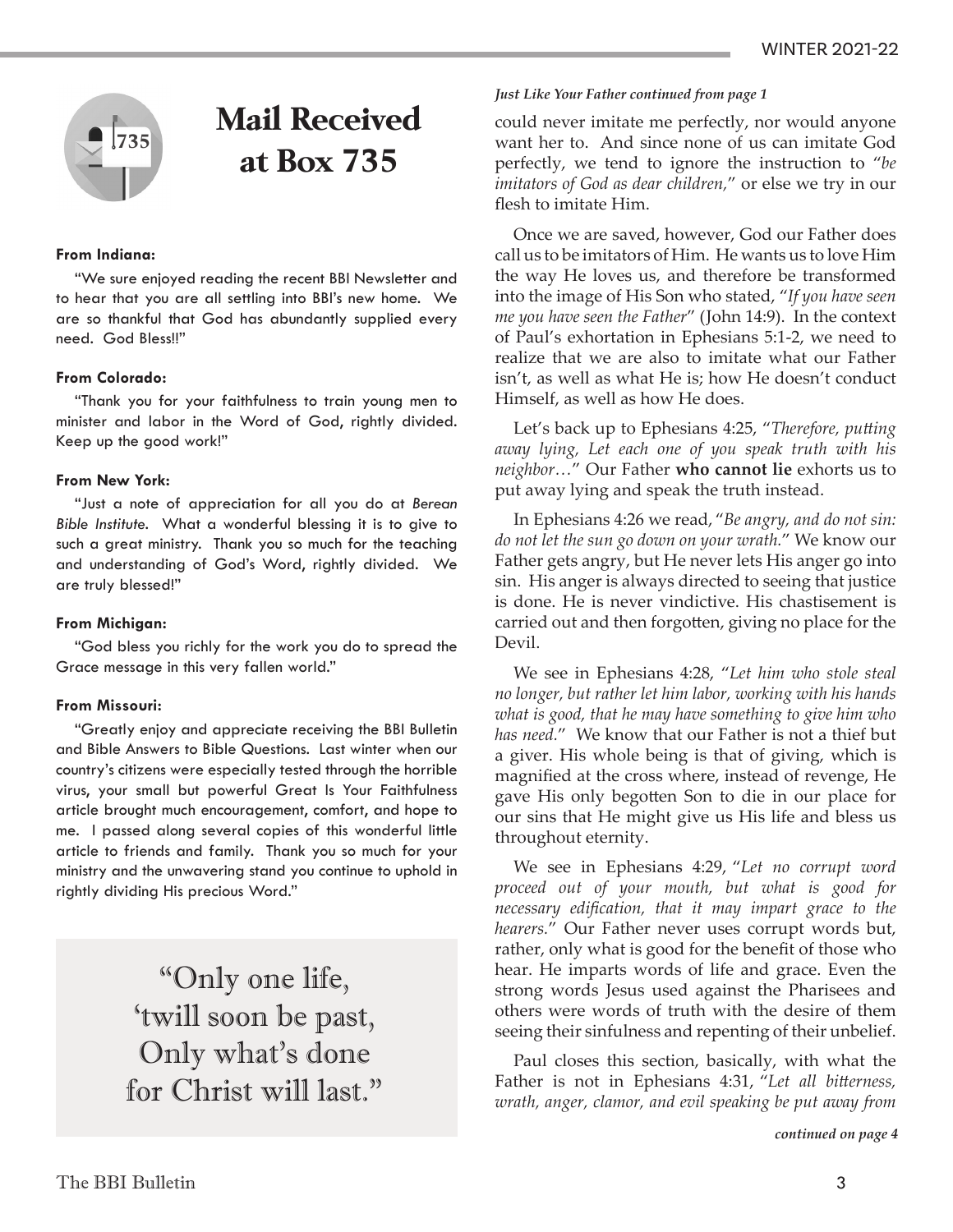# Mail Received at Box 735

**From Indiana:**

"We sure enjoyed reading the recent BBI Newsletter and to hear that you are all settling into BBI's new home. We are so thankful that God has abundantly supplied every need. God Bless!!"

**From Colorado:**

"Thank you for your faithfulness to train young men to minister and labor in the Word of God, rightly divided. Keep up the good work!"

**From New York:**

"Just a note of appreciation for all you do at *Berean Bible Institute*. What a wonderful blessing it is to give to such a great ministry. Thank you so much for the teaching and understanding of God's Word, rightly divided. We are truly blessed!"

**From Michigan:**

"God bless you richly for the work you do to spread the Grace message in this very fallen world."

**From Missouri:**

"Greatly enjoy and appreciate receiving the BBI Bulletin and Bible Answers to Bible Questions. Last winter when our country's citizens were especially tested through the horrible virus, your small but powerful Great Is Your Faithfulness article brought much encouragement, comfort, and hope to me. I passed along several copies of this wonderful little article to friends and family. Thank you so much for your ministry and the unwavering stand you continue to uphold in rightly dividing His precious Word."

> "Only one life,
> 'twill soon be past,
> Only what's done
> for Christ will last."

***Just Like Your Father continued from page 1***

could never imitate me perfectly, nor would anyone want her to. And since none of us can imitate God perfectly, we tend to ignore the instruction to "*be imitators of God as dear children,*" or else we try in our flesh to imitate Him.

Once we are saved, however, God our Father does call us to be imitators of Him. He wants us to love Him the way He loves us, and therefore be transformed into the image of His Son who stated, "*If you have seen me you have seen the Father*" (John 14:9). In the context of Paul's exhortation in Ephesians 5:1-2, we need to realize that we are also to imitate what our Father isn't, as well as what He is; how He doesn't conduct Himself, as well as how He does.

Let's back up to Ephesians 4:25, "*Therefore, putting away lying, Let each one of you speak truth with his neighbor…*" Our Father **who cannot lie** exhorts us to put away lying and speak the truth instead.

In Ephesians 4:26 we read, "*Be angry, and do not sin: do not let the sun go down on your wrath.*" We know our Father gets angry, but He never lets His anger go into sin. His anger is always directed to seeing that justice is done. He is never vindictive. His chastisement is carried out and then forgotten, giving no place for the Devil.

We see in Ephesians 4:28, "*Let him who stole steal no longer, but rather let him labor, working with his hands what is good, that he may have something to give him who has need.*" We know that our Father is not a thief but a giver. His whole being is that of giving, which is magnified at the cross where, instead of revenge, He gave His only begotten Son to die in our place for our sins that He might give us His life and bless us throughout eternity.

We see in Ephesians 4:29, "*Let no corrupt word proceed out of your mouth, but what is good for necessary edification, that it may impart grace to the hearers.*" Our Father never uses corrupt words but, rather, only what is good for the benefit of those who hear. He imparts words of life and grace. Even the strong words Jesus used against the Pharisees and others were words of truth with the desire of them seeing their sinfulness and repenting of their unbelief.

Paul closes this section, basically, with what the Father is not in Ephesians 4:31, "*Let all bitterness, wrath, anger, clamor, and evil speaking be put away from*

***continued on page 4***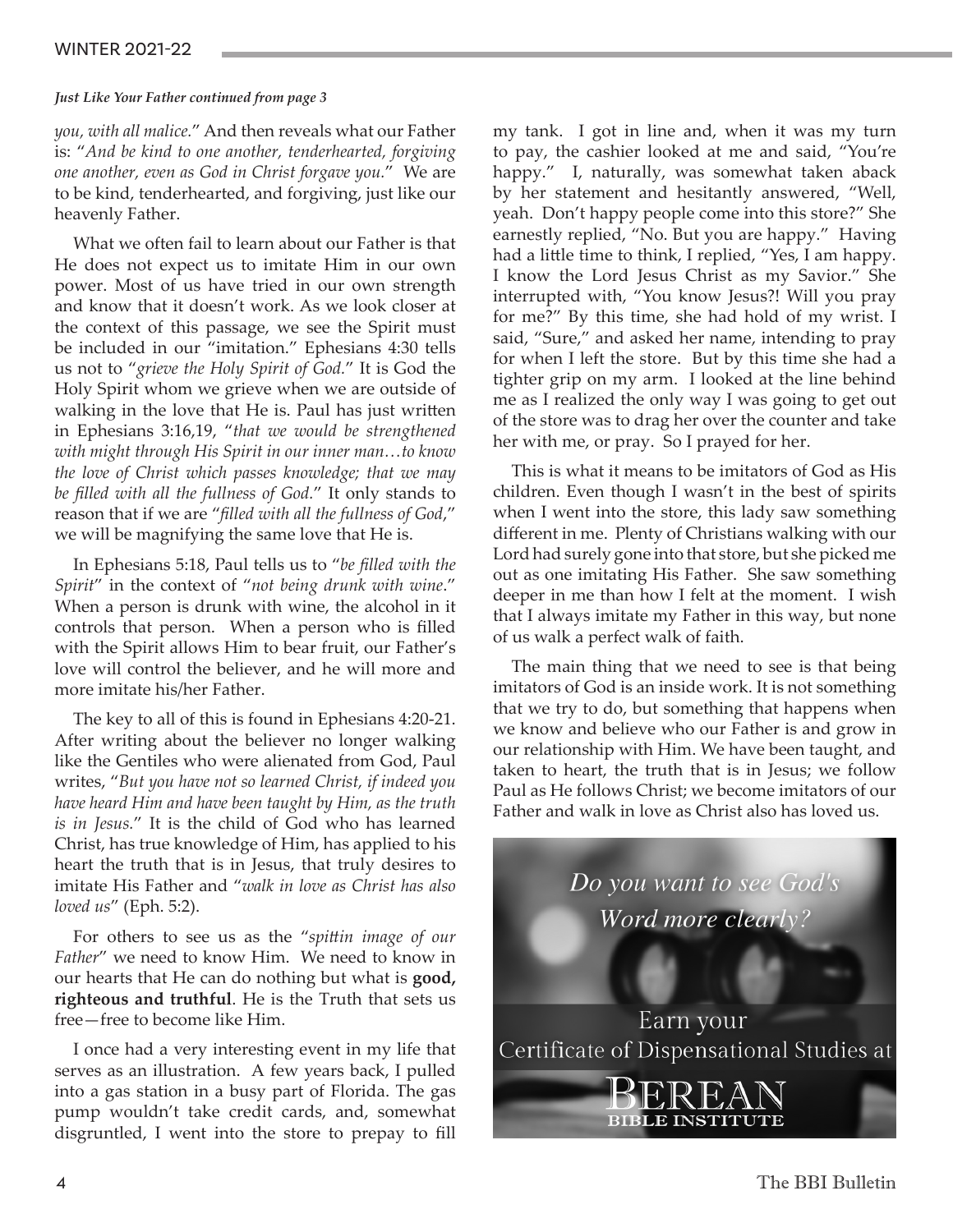*Just Like Your Father continued from page 3*

*you, with all malice.*" And then reveals what our Father is: "*And be kind to one another, tenderhearted, forgiving one another, even as God in Christ forgave you.*" We are to be kind, tenderhearted, and forgiving, just like our heavenly Father.

What we often fail to learn about our Father is that He does not expect us to imitate Him in our own power. Most of us have tried in our own strength and know that it doesn't work. As we look closer at the context of this passage, we see the Spirit must be included in our "imitation." Ephesians 4:30 tells us not to "*grieve the Holy Spirit of God.*" It is God the Holy Spirit whom we grieve when we are outside of walking in the love that He is. Paul has just written in Ephesians 3:16,19, "*that we would be strengthened with might through His Spirit in our inner man…to know the love of Christ which passes knowledge; that we may be filled with all the fullness of God.*" It only stands to reason that if we are "*filled with all the fullness of God*," we will be magnifying the same love that He is.

In Ephesians 5:18, Paul tells us to "*be filled with the Spirit*" in the context of "*not being drunk with wine*." When a person is drunk with wine, the alcohol in it controls that person. When a person who is filled with the Spirit allows Him to bear fruit, our Father's love will control the believer, and he will more and more imitate his/her Father.

The key to all of this is found in Ephesians 4:20-21. After writing about the believer no longer walking like the Gentiles who were alienated from God, Paul writes, "*But you have not so learned Christ, if indeed you have heard Him and have been taught by Him, as the truth is in Jesus.*" It is the child of God who has learned Christ, has true knowledge of Him, has applied to his heart the truth that is in Jesus, that truly desires to imitate His Father and "*walk in love as Christ has also loved us*" (Eph. 5:2).

For others to see us as the "*spittin image of our Father*" we need to know Him. We need to know in our hearts that He can do nothing but what is **good, righteous and truthful**. He is the Truth that sets us free—free to become like Him.

I once had a very interesting event in my life that serves as an illustration. A few years back, I pulled into a gas station in a busy part of Florida. The gas pump wouldn't take credit cards, and, somewhat disgruntled, I went into the store to prepay to fill my tank. I got in line and, when it was my turn to pay, the cashier looked at me and said, "You're happy." I, naturally, was somewhat taken aback by her statement and hesitantly answered, "Well, yeah. Don't happy people come into this store?" She earnestly replied, "No. But you are happy." Having had a little time to think, I replied, "Yes, I am happy. I know the Lord Jesus Christ as my Savior." She interrupted with, "You know Jesus?! Will you pray for me?" By this time, she had hold of my wrist. I said, "Sure," and asked her name, intending to pray for when I left the store. But by this time she had a tighter grip on my arm. I looked at the line behind me as I realized the only way I was going to get out of the store was to drag her over the counter and take her with me, or pray. So I prayed for her.

This is what it means to be imitators of God as His children. Even though I wasn't in the best of spirits when I went into the store, this lady saw something different in me. Plenty of Christians walking with our Lord had surely gone into that store, but she picked me out as one imitating His Father. She saw something deeper in me than how I felt at the moment. I wish that I always imitate my Father in this way, but none of us walk a perfect walk of faith.

The main thing that we need to see is that being imitators of God is an inside work. It is not something that we try to do, but something that happens when we know and believe who our Father is and grow in our relationship with Him. We have been taught, and taken to heart, the truth that is in Jesus; we follow Paul as He follows Christ; we become imitators of our Father and walk in love as Christ also has loved us.

*Do you want to see God's Word more clearly?*

Earn your Certificate of Dispensational Studies at

BEREAN BIBLE INSTITUTE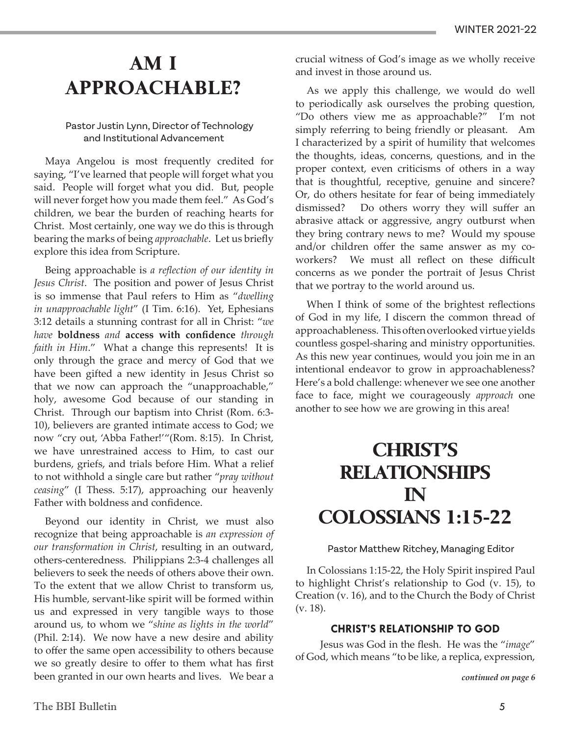# AM I APPROACHABLE?

Pastor Justin Lynn, Director of Technology and Institutional Advancement

Maya Angelou is most frequently credited for saying, "I've learned that people will forget what you said. People will forget what you did. But, people will never forget how you made them feel." As God's children, we bear the burden of reaching hearts for Christ. Most certainly, one way we do this is through bearing the marks of being *approachable*. Let us briefly explore this idea from Scripture.

Being approachable is *a reflection of our identity in Jesus Christ*. The position and power of Jesus Christ is so immense that Paul refers to Him as "*dwelling in unapproachable light*" (I Tim. 6:16). Yet, Ephesians 3:12 details a stunning contrast for all in Christ: "*we have* **boldness** *and* **access with confidence** *through faith in Him*." What a change this represents! It is only through the grace and mercy of God that we have been gifted a new identity in Jesus Christ so that we now can approach the "unapproachable," holy, awesome God because of our standing in Christ. Through our baptism into Christ (Rom. 6:3-10), believers are granted intimate access to God; we now "cry out, 'Abba Father!'"(Rom. 8:15). In Christ, we have unrestrained access to Him, to cast our burdens, griefs, and trials before Him. What a relief to not withhold a single care but rather "*pray without ceasing*" (I Thess. 5:17), approaching our heavenly Father with boldness and confidence.

Beyond our identity in Christ, we must also recognize that being approachable is *an expression of our transformation in Christ*, resulting in an outward, others-centeredness. Philippians 2:3-4 challenges all believers to seek the needs of others above their own. To the extent that we allow Christ to transform us, His humble, servant-like spirit will be formed within us and expressed in very tangible ways to those around us, to whom we "*shine as lights in the world*" (Phil. 2:14). We now have a new desire and ability to offer the same open accessibility to others because we so greatly desire to offer to them what has first been granted in our own hearts and lives. We bear a crucial witness of God's image as we wholly receive and invest in those around us.

As we apply this challenge, we would do well to periodically ask ourselves the probing question, "Do others view me as approachable?" I'm not simply referring to being friendly or pleasant. Am I characterized by a spirit of humility that welcomes the thoughts, ideas, concerns, questions, and in the proper context, even criticisms of others in a way that is thoughtful, receptive, genuine and sincere? Or, do others hesitate for fear of being immediately dismissed? Do others worry they will suffer an abrasive attack or aggressive, angry outburst when they bring contrary news to me? Would my spouse and/or children offer the same answer as my co-workers? We must all reflect on these difficult concerns as we ponder the portrait of Jesus Christ that we portray to the world around us.

When I think of some of the brightest reflections of God in my life, I discern the common thread of approachableness. This often overlooked virtue yields countless gospel-sharing and ministry opportunities. As this new year continues, would you join me in an intentional endeavor to grow in approachableness? Here's a bold challenge: whenever we see one another face to face, might we courageously *approach* one another to see how we are growing in this area!

# CHRIST'S RELATIONSHIPS IN COLOSSIANS 1:15-22

Pastor Matthew Ritchey, Managing Editor

In Colossians 1:15-22, the Holy Spirit inspired Paul to highlight Christ's relationship to God (v. 15), to Creation (v. 16), and to the Church the Body of Christ (v. 18).

### CHRIST'S RELATIONSHIP TO GOD

Jesus was God in the flesh. He was the "*image*" of God, which means "to be like, a replica, expression,

*continued on page 6*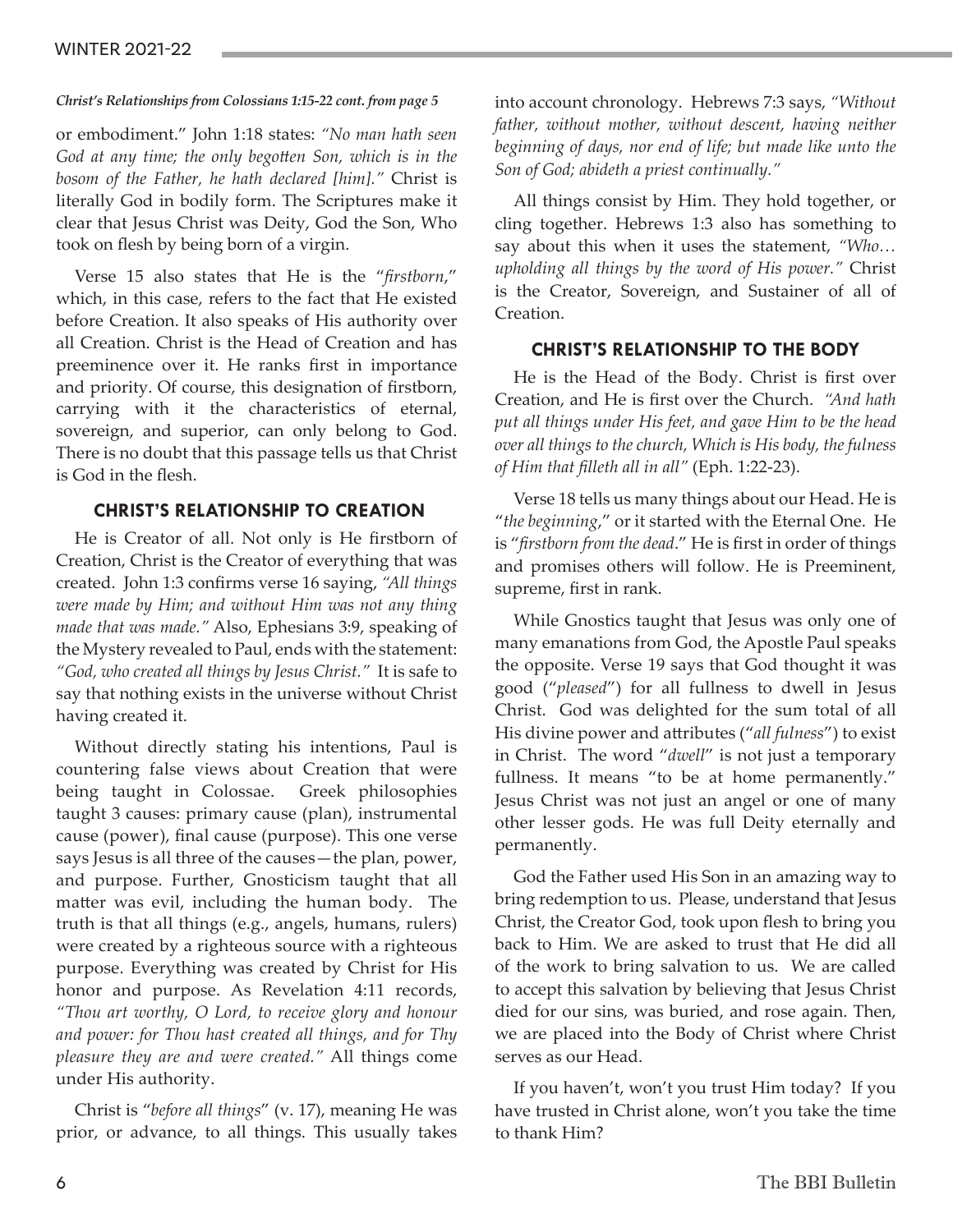*Christ's Relationships from Colossians 1:15-22 cont. from page 5*

or embodiment." John 1:18 states: *"No man hath seen God at any time; the only begotten Son, which is in the bosom of the Father, he hath declared [him]."* Christ is literally God in bodily form. The Scriptures make it clear that Jesus Christ was Deity, God the Son, Who took on flesh by being born of a virgin.

Verse 15 also states that He is the "*firstborn*," which, in this case, refers to the fact that He existed before Creation. It also speaks of His authority over all Creation. Christ is the Head of Creation and has preeminence over it. He ranks first in importance and priority. Of course, this designation of firstborn, carrying with it the characteristics of eternal, sovereign, and superior, can only belong to God. There is no doubt that this passage tells us that Christ is God in the flesh.

## CHRIST'S RELATIONSHIP TO CREATION

He is Creator of all. Not only is He firstborn of Creation, Christ is the Creator of everything that was created. John 1:3 confirms verse 16 saying, *"All things were made by Him; and without Him was not any thing made that was made."* Also, Ephesians 3:9, speaking of the Mystery revealed to Paul, ends with the statement: *"God, who created all things by Jesus Christ."* It is safe to say that nothing exists in the universe without Christ having created it.

Without directly stating his intentions, Paul is countering false views about Creation that were being taught in Colossae. Greek philosophies taught 3 causes: primary cause (plan), instrumental cause (power), final cause (purpose). This one verse says Jesus is all three of the causes—the plan, power, and purpose. Further, Gnosticism taught that all matter was evil, including the human body. The truth is that all things (e.g., angels, humans, rulers) were created by a righteous source with a righteous purpose. Everything was created by Christ for His honor and purpose. As Revelation 4:11 records, *"Thou art worthy, O Lord, to receive glory and honour and power: for Thou hast created all things, and for Thy pleasure they are and were created."* All things come under His authority.

Christ is "*before all things*" (v. 17), meaning He was prior, or advance, to all things. This usually takes into account chronology. Hebrews 7:3 says, *"Without father, without mother, without descent, having neither beginning of days, nor end of life; but made like unto the Son of God; abideth a priest continually."*

All things consist by Him. They hold together, or cling together. Hebrews 1:3 also has something to say about this when it uses the statement, *"Who… upholding all things by the word of His power."* Christ is the Creator, Sovereign, and Sustainer of all of Creation.

## CHRIST'S RELATIONSHIP TO THE BODY

He is the Head of the Body. Christ is first over Creation, and He is first over the Church. *"And hath put all things under His feet, and gave Him to be the head over all things to the church, Which is His body, the fulness of Him that filleth all in all"* (Eph. 1:22-23).

Verse 18 tells us many things about our Head. He is "*the beginning*," or it started with the Eternal One. He is "*firstborn from the dead*." He is first in order of things and promises others will follow. He is Preeminent, supreme, first in rank.

While Gnostics taught that Jesus was only one of many emanations from God, the Apostle Paul speaks the opposite. Verse 19 says that God thought it was good ("*pleased*") for all fullness to dwell in Jesus Christ. God was delighted for the sum total of all His divine power and attributes ("*all fulness*") to exist in Christ. The word "*dwell*" is not just a temporary fullness. It means "to be at home permanently." Jesus Christ was not just an angel or one of many other lesser gods. He was full Deity eternally and permanently.

God the Father used His Son in an amazing way to bring redemption to us. Please, understand that Jesus Christ, the Creator God, took upon flesh to bring you back to Him. We are asked to trust that He did all of the work to bring salvation to us. We are called to accept this salvation by believing that Jesus Christ died for our sins, was buried, and rose again. Then, we are placed into the Body of Christ where Christ serves as our Head.

If you haven't, won't you trust Him today? If you have trusted in Christ alone, won't you take the time to thank Him?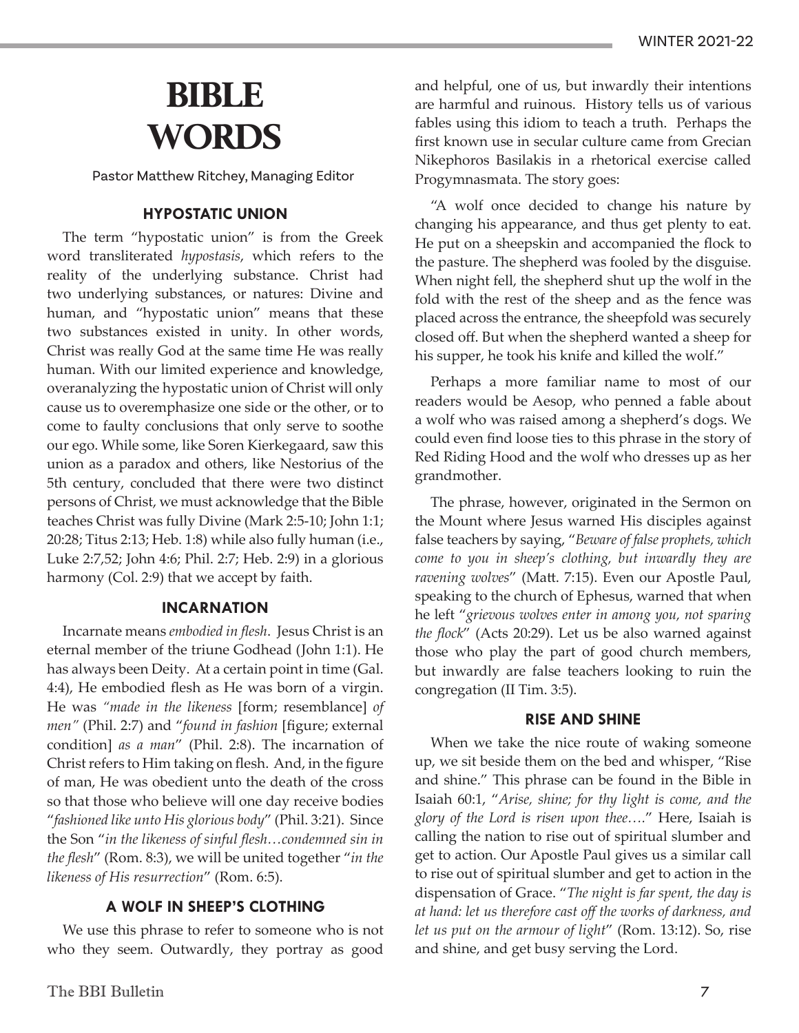# BIBLE WORDS

Pastor Matthew Ritchey, Managing Editor

### HYPOSTATIC UNION

The term "hypostatic union" is from the Greek word transliterated *hypostasis*, which refers to the reality of the underlying substance. Christ had two underlying substances, or natures: Divine and human, and "hypostatic union" means that these two substances existed in unity. In other words, Christ was really God at the same time He was really human. With our limited experience and knowledge, overanalyzing the hypostatic union of Christ will only cause us to overemphasize one side or the other, or to come to faulty conclusions that only serve to soothe our ego. While some, like Soren Kierkegaard, saw this union as a paradox and others, like Nestorius of the 5th century, concluded that there were two distinct persons of Christ, we must acknowledge that the Bible teaches Christ was fully Divine (Mark 2:5-10; John 1:1; 20:28; Titus 2:13; Heb. 1:8) while also fully human (i.e., Luke 2:7,52; John 4:6; Phil. 2:7; Heb. 2:9) in a glorious harmony (Col. 2:9) that we accept by faith.

### INCARNATION

Incarnate means *embodied in flesh*. Jesus Christ is an eternal member of the triune Godhead (John 1:1). He has always been Deity. At a certain point in time (Gal. 4:4), He embodied flesh as He was born of a virgin. He was *"made in the likeness* [form; resemblance] *of men"* (Phil. 2:7) and "*found in fashion* [figure; external condition] *as a man*" (Phil. 2:8). The incarnation of Christ refers to Him taking on flesh. And, in the figure of man, He was obedient unto the death of the cross so that those who believe will one day receive bodies "*fashioned like unto His glorious body*" (Phil. 3:21). Since the Son "*in the likeness of sinful flesh…condemned sin in the flesh*" (Rom. 8:3), we will be united together "*in the likeness of His resurrection*" (Rom. 6:5).

### A WOLF IN SHEEP'S CLOTHING

We use this phrase to refer to someone who is not who they seem. Outwardly, they portray as good and helpful, one of us, but inwardly their intentions are harmful and ruinous. History tells us of various fables using this idiom to teach a truth. Perhaps the first known use in secular culture came from Grecian Nikephoros Basilakis in a rhetorical exercise called Progymnasmata. The story goes:

"A wolf once decided to change his nature by changing his appearance, and thus get plenty to eat. He put on a sheepskin and accompanied the flock to the pasture. The shepherd was fooled by the disguise. When night fell, the shepherd shut up the wolf in the fold with the rest of the sheep and as the fence was placed across the entrance, the sheepfold was securely closed off. But when the shepherd wanted a sheep for his supper, he took his knife and killed the wolf."

Perhaps a more familiar name to most of our readers would be Aesop, who penned a fable about a wolf who was raised among a shepherd's dogs. We could even find loose ties to this phrase in the story of Red Riding Hood and the wolf who dresses up as her grandmother.

The phrase, however, originated in the Sermon on the Mount where Jesus warned His disciples against false teachers by saying, "*Beware of false prophets, which come to you in sheep's clothing, but inwardly they are ravening wolves*" (Matt. 7:15). Even our Apostle Paul, speaking to the church of Ephesus, warned that when he left "*grievous wolves enter in among you, not sparing the flock*" (Acts 20:29). Let us be also warned against those who play the part of good church members, but inwardly are false teachers looking to ruin the congregation (II Tim. 3:5).

### RISE AND SHINE

When we take the nice route of waking someone up, we sit beside them on the bed and whisper, "Rise and shine." This phrase can be found in the Bible in Isaiah 60:1, "*Arise, shine; for thy light is come, and the glory of the Lord is risen upon thee….*" Here, Isaiah is calling the nation to rise out of spiritual slumber and get to action. Our Apostle Paul gives us a similar call to rise out of spiritual slumber and get to action in the dispensation of Grace. "*The night is far spent, the day is at hand: let us therefore cast off the works of darkness, and let us put on the armour of light*" (Rom. 13:12). So, rise and shine, and get busy serving the Lord.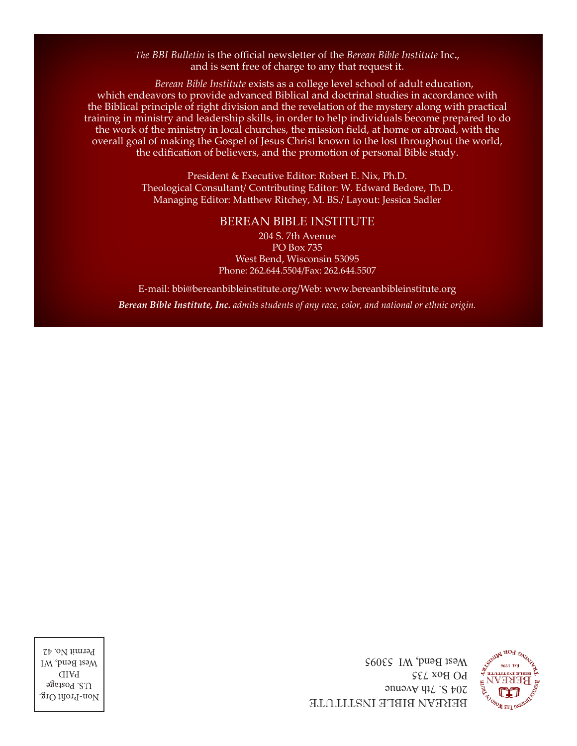*The BBI Bulletin* is the official newsletter of the *Berean Bible Institute* Inc., and is sent free of charge to any that request it.

*Berean Bible Institute* exists as a college level school of adult education, which endeavors to provide advanced Biblical and doctrinal studies in accordance with the Biblical principle of right division and the revelation of the mystery along with practical training in ministry and leadership skills, in order to help individuals become prepared to do the work of the ministry in local churches, the mission field, at home or abroad, with the overall goal of making the Gospel of Jesus Christ known to the lost throughout the world, the edification of believers, and the promotion of personal Bible study.

President & Executive Editor: Robert E. Nix, Ph.D.
Theological Consultant/ Contributing Editor: W. Edward Bedore, Th.D.
Managing Editor: Matthew Ritchey, M. BS./ Layout: Jessica Sadler

BEREAN BIBLE INSTITUTE
204 S. 7th Avenue
PO Box 735
West Bend, Wisconsin 53095
Phone: 262.644.5504/Fax: 262.644.5507

E-mail: bbi@bereanbibleinstitute.org/Web: www.bereanbibleinstitute.org

***Berean Bible Institute, Inc.*** *admits students of any race, color, and national or ethnic origin.*

BEREAN BIBLE INSTITUTE
Est. 1996
Training for Ministry
Rightly Dividing the Word of Truth

BEREAN BIBLE INSTITUTE
204 S. 7th Avenue
PO Box 735
West Bend, WI 53095

Non-Profit Org.
U.S. Postage
PAID
West Bend, WI
Permit No. 42